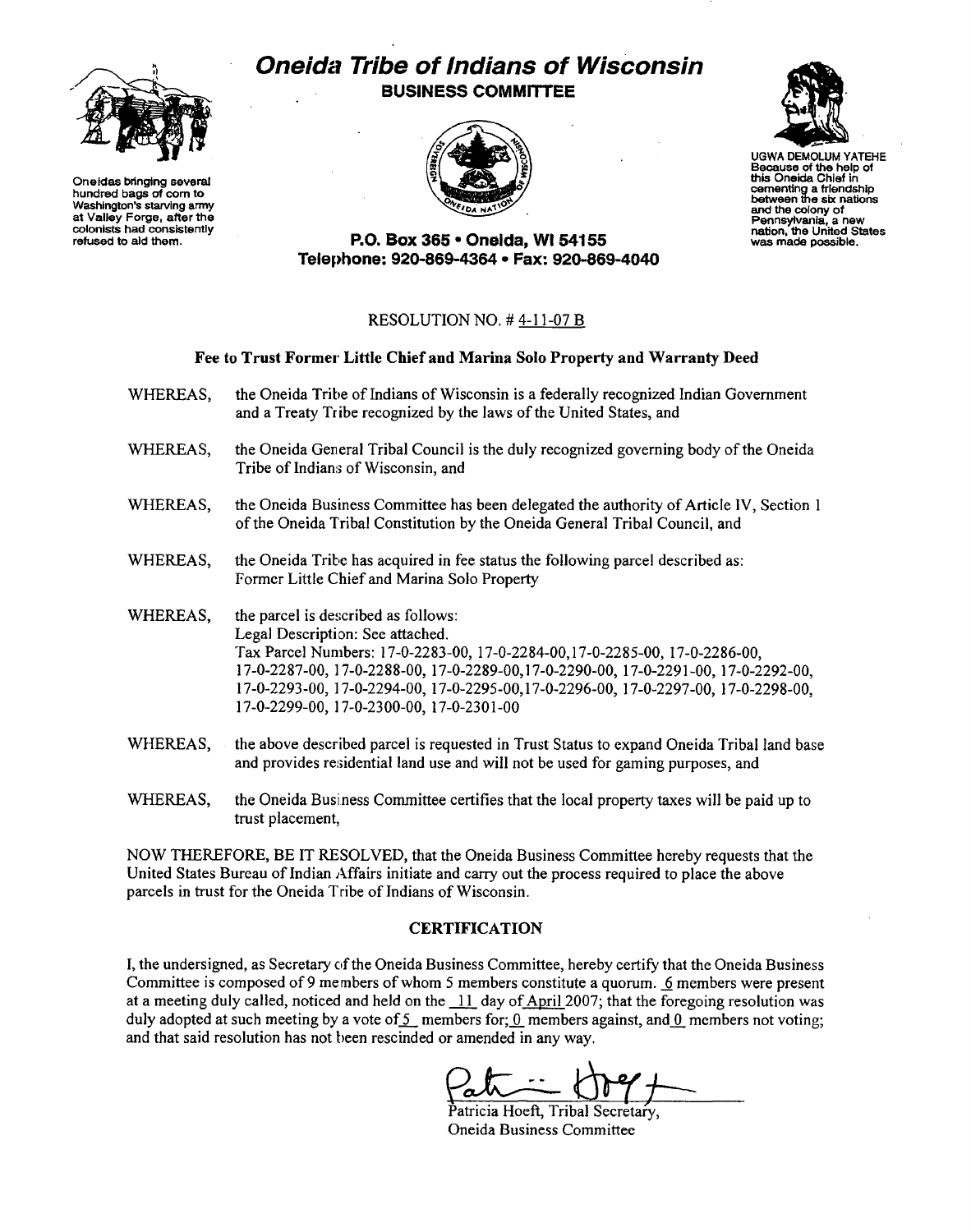# Oneida Tribe of Indians of Wisconsin

**BUSINESS COMMITTEE**

Oneidas bringing several hundred bags of corn to Washington's starving army at Valley Forge, after the colonists had consistently refused to aid them.

UGWA DEMOLUM YATEHE
Because of the help of this Oneida Chief in cementing a friendship between the six nations and the colony of Pennsylvania, a new nation, the United States was made possible.

**P.O. Box 365 • Oneida, WI 54155**
**Telephone: 920-869-4364 • Fax: 920-869-4040**

RESOLUTION NO. # 4-11-07 B

**Fee to Trust Former Little Chief and Marina Solo Property and Warranty Deed**

WHEREAS, the Oneida Tribe of Indians of Wisconsin is a federally recognized Indian Government and a Treaty Tribe recognized by the laws of the United States, and

WHEREAS, the Oneida General Tribal Council is the duly recognized governing body of the Oneida Tribe of Indians of Wisconsin, and

WHEREAS, the Oneida Business Committee has been delegated the authority of Article IV, Section 1 of the Oneida Tribal Constitution by the Oneida General Tribal Council, and

WHEREAS, the Oneida Tribe has acquired in fee status the following parcel described as: Former Little Chief and Marina Solo Property

WHEREAS, the parcel is described as follows:
Legal Description: See attached.
Tax Parcel Numbers: 17-0-2283-00, 17-0-2284-00,17-0-2285-00, 17-0-2286-00, 17-0-2287-00, 17-0-2288-00, 17-0-2289-00,17-0-2290-00, 17-0-2291-00, 17-0-2292-00, 17-0-2293-00, 17-0-2294-00, 17-0-2295-00,17-0-2296-00, 17-0-2297-00, 17-0-2298-00, 17-0-2299-00, 17-0-2300-00, 17-0-2301-00

WHEREAS, the above described parcel is requested in Trust Status to expand Oneida Tribal land base and provides residential land use and will not be used for gaming purposes, and

WHEREAS, the Oneida Business Committee certifies that the local property taxes will be paid up to trust placement,

NOW THEREFORE, BE IT RESOLVED, that the Oneida Business Committee hereby requests that the United States Bureau of Indian Affairs initiate and carry out the process required to place the above parcels in trust for the Oneida Tribe of Indians of Wisconsin.

## CERTIFICATION

I, the undersigned, as Secretary of the Oneida Business Committee, hereby certify that the Oneida Business Committee is composed of 9 members of whom 5 members constitute a quorum. 6 members were present at a meeting duly called, noticed and held on the 11 day of April 2007; that the foregoing resolution was duly adopted at such meeting by a vote of 5 members for; 0 members against, and 0 members not voting; and that said resolution has not been rescinded or amended in any way.

Patricia Hoeft, Tribal Secretary,
Oneida Business Committee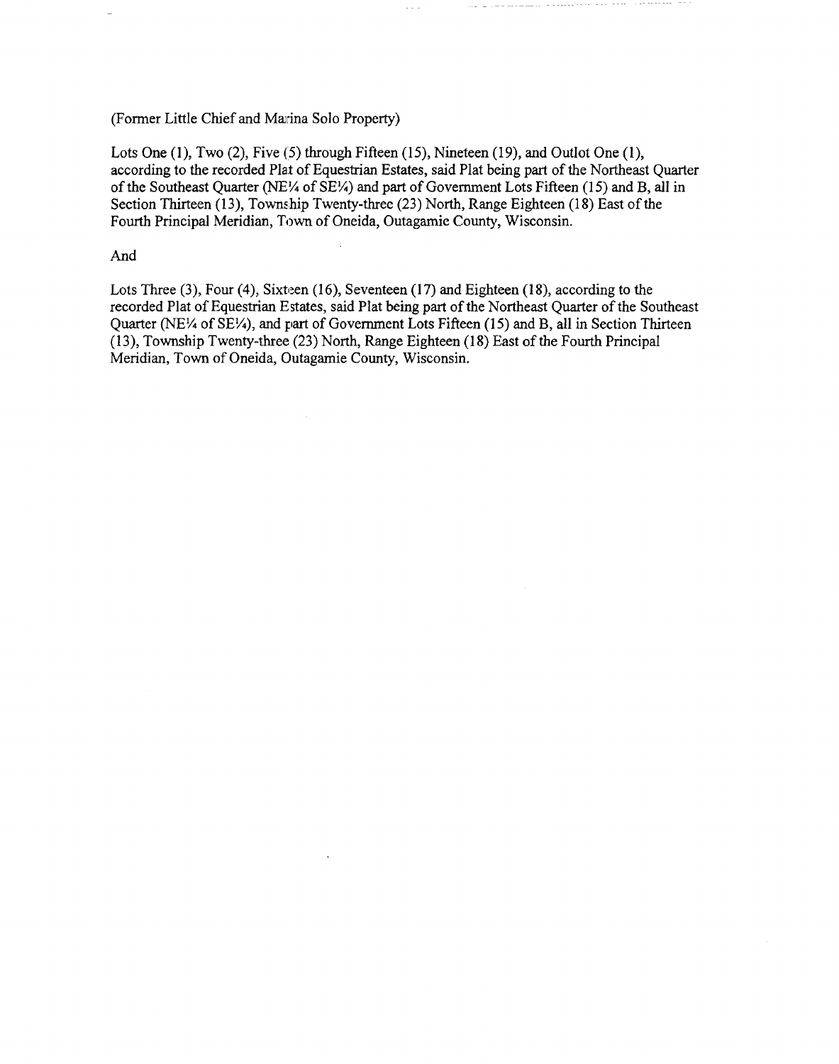(Former Little Chief and Marina Solo Property)

Lots One (1), Two (2), Five (5) through Fifteen (15), Nineteen (19), and Outlot One (1), according to the recorded Plat of Equestrian Estates, said Plat being part of the Northeast Quarter of the Southeast Quarter (NE¼ of SE¼) and part of Government Lots Fifteen (15) and B, all in Section Thirteen (13), Township Twenty-three (23) North, Range Eighteen (18) East of the Fourth Principal Meridian, Town of Oneida, Outagamie County, Wisconsin.

And

Lots Three (3), Four (4), Sixteen (16), Seventeen (17) and Eighteen (18), according to the recorded Plat of Equestrian Estates, said Plat being part of the Northeast Quarter of the Southeast Quarter (NE¼ of SE¼), and part of Government Lots Fifteen (15) and B, all in Section Thirteen (13), Township Twenty-three (23) North, Range Eighteen (18) East of the Fourth Principal Meridian, Town of Oneida, Outagamie County, Wisconsin.